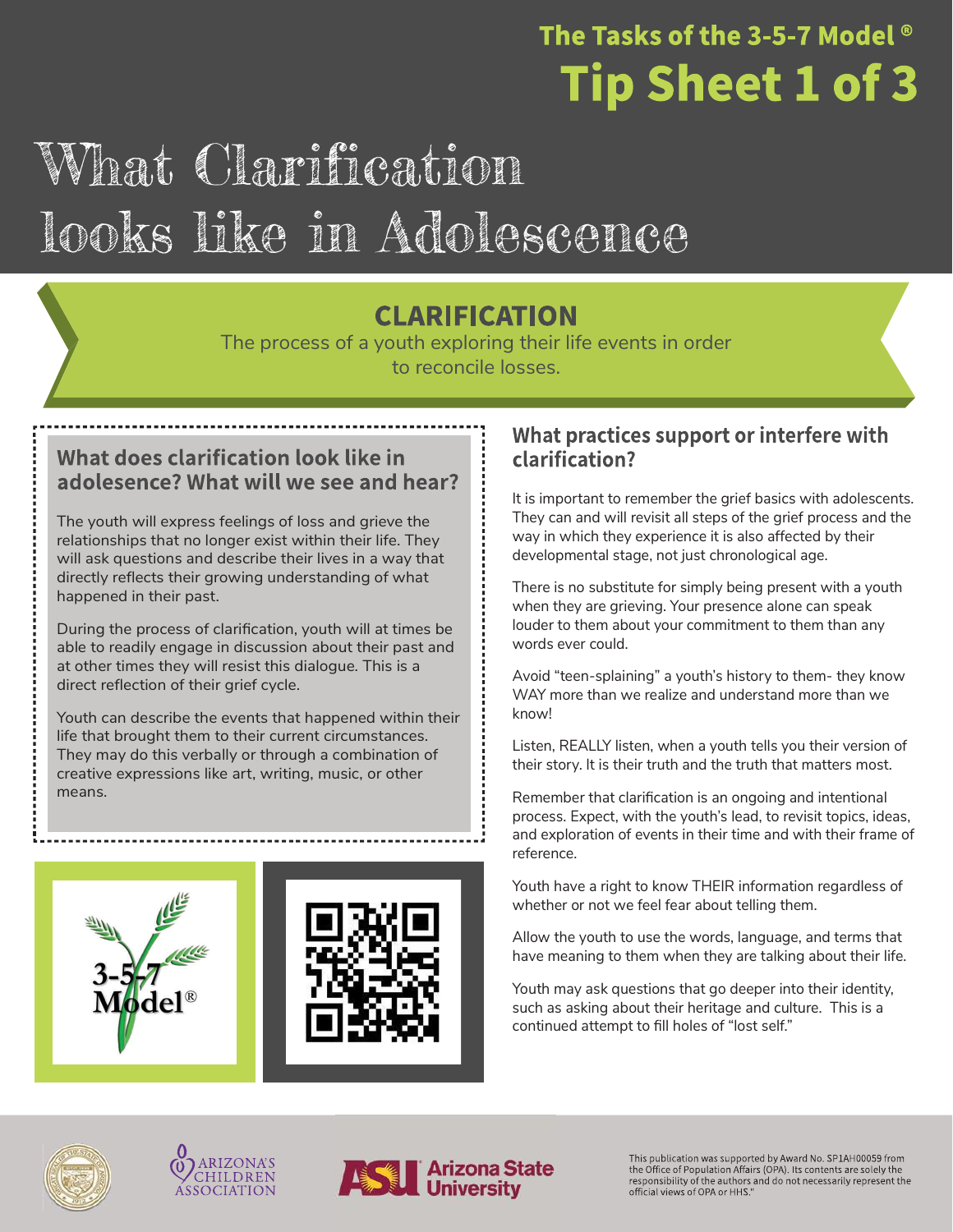The Tasks of the 3-5-7 Model®

# Tip Sheet 1 of 3

# What Clarification looks like in Adolescence

## CLARIFICATION

The process of a youth exploring their life events in order to reconcile losses.

### What does clarification look like in adolescence? What will we see and hear?

The youth will express feelings of loss and grieve the relationships that no longer exist within their life. They will ask questions and describe their lives in a way that directly reflects their growing understanding of what happened in their past.

During the process of clarification, youth will at times be able to readily engage in discussion about their past and at other times they will resist this dialogue. This is a direct reflection of their grief cycle.

Youth can describe the events that happened within their life that brought them to their current circumstances. They may do this verbally or through a combination of creative expressions like art, writing, music, or other means.

### What practices support or interfere with clarification?

It is important to remember the grief basics with adolescents. They can and will revisit all steps of the grief process and the way in which they experience it is also affected by their developmental stage, not just chronological age.

There is no substitute for simply being present with a youth when they are grieving. Your presence alone can speak louder to them about your commitment to them than any words ever could.

Avoid "teen-splaining" a youth's history to them- they know WAY more than we realize and understand more than we know!

Listen, REALLY listen, when a youth tells you their version of their story. It is their truth and the truth that matters most.

Remember that clarification is an ongoing and intentional process. Expect, with the youth's lead, to revisit topics, ideas, and exploration of events in their time and with their frame of reference.

Youth have a right to know THEIR information regardless of whether or not we feel fear about telling them.

Allow the youth to use the words, language, and terms that have meaning to them when they are talking about their life.

Youth may ask questions that go deeper into their identity, such as asking about their heritage and culture. This is a continued attempt to fill holes of "lost self."

This publication was supported by Award No. SP1AH00059 from the Office of Population Affairs (OPA). Its contents are solely the responsibility of the authors and do not necessarily represent the official views of OPA or HHS."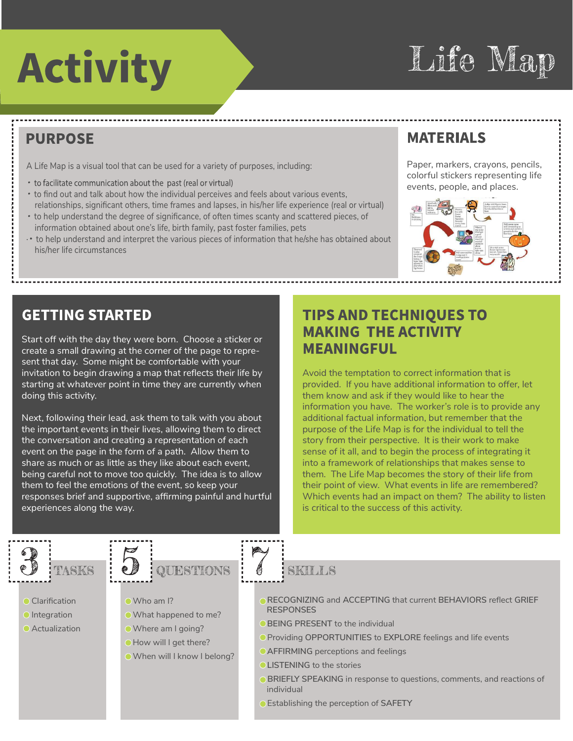# Activity

# Life Map

## PURPOSE

A Life Map is a visual tool that can be used for a variety of purposes, including:

- to facilitate communication about the past (real or virtual)
- to find out and talk about how the individual perceives and feels about various events, relationships, significant others, time frames and lapses, in his/her life experience (real or virtual)
- to help understand the degree of significance, of often times scanty and scattered pieces, of information obtained about one's life, birth family, past foster families, pets
- to help understand and interpret the various pieces of information that he/she has obtained about his/her life circumstances

## MATERIALS

Paper, markers, crayons, pencils, colorful stickers representing life events, people, and places.

## GETTING STARTED

Start off with the day they were born. Choose a sticker or create a small drawing at the corner of the page to represent that day. Some might be comfortable with your invitation to begin drawing a map that reflects their life by starting at whatever point in time they are currently when doing this activity.

Next, following their lead, ask them to talk with you about the important events in their lives, allowing them to direct the conversation and creating a representation of each event on the page in the form of a path. Allow them to share as much or as little as they like about each event, being careful not to move too quickly. The idea is to allow them to feel the emotions of the event, so keep your responses brief and supportive, affirming painful and hurtful experiences along the way.

## TIPS AND TECHNIQUES TO MAKING THE ACTIVITY MEANINGFUL

Avoid the temptation to correct information that is provided. If you have additional information to offer, let them know and ask if they would like to hear the information you have. The worker's role is to provide any additional factual information, but remember that the purpose of the Life Map is for the individual to tell the story from their perspective. It is their work to make sense of it all, and to begin the process of integrating it into a framework of relationships that makes sense to them. The Life Map becomes the story of their life from their point of view. What events in life are remembered? Which events had an impact on them? The ability to listen is critical to the success of this activity.

## 3 TASKS

- Clarification
- Integration
- Actualization

## 5 QUESTIONS

- Who am I?
- What happened to me?
- Where am I going?
- How will I get there?
- When will I know I belong?

## 7 SKILLS

- RECOGNIZING and ACCEPTING that current BEHAVIORS reflect GRIEF RESPONSES
- BEING PRESENT to the individual
- Providing OPPORTUNITIES to EXPLORE feelings and life events
- AFFIRMING perceptions and feelings
- LISTENING to the stories
- BRIEFLY SPEAKING in response to questions, comments, and reactions of individual
- Establishing the perception of SAFETY